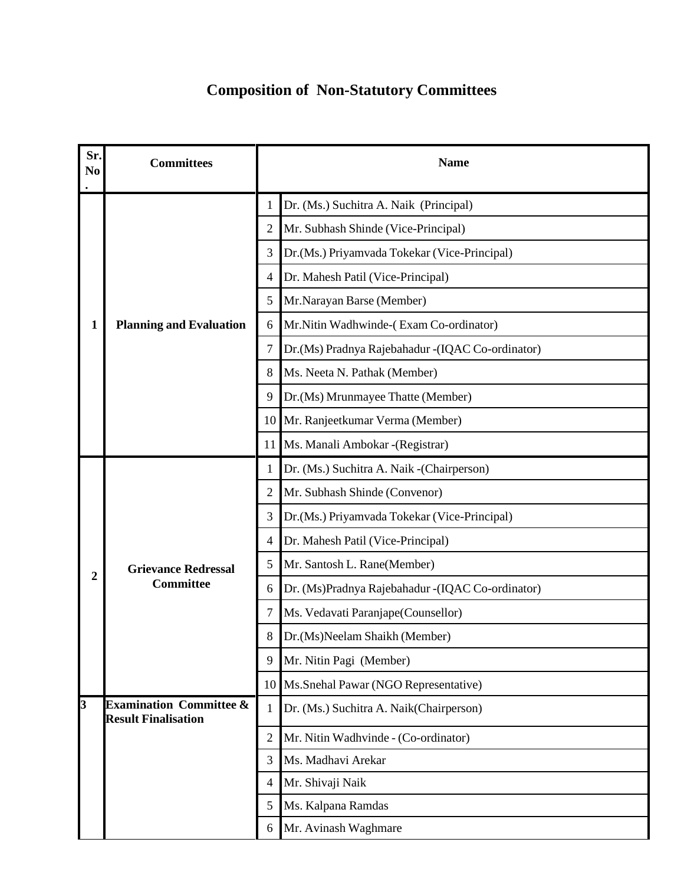# Composition of Non-Statutory Committees

| Sr. No. | Committees | | Name |
|---|---|---|---|
| 1 | Planning and Evaluation | 1 | Dr. (Ms.) Suchitra A. Naik (Principal) |
| | | 2 | Mr. Subhash Shinde (Vice-Principal) |
| | | 3 | Dr.(Ms.) Priyamvada Tokekar (Vice-Principal) |
| | | 4 | Dr. Mahesh Patil (Vice-Principal) |
| | | 5 | Mr.Narayan Barse (Member) |
| | | 6 | Mr.Nitin Wadhwinde-( Exam Co-ordinator) |
| | | 7 | Dr.(Ms) Pradnya Rajebahadur -(IQAC Co-ordinator) |
| | | 8 | Ms. Neeta N. Pathak (Member) |
| | | 9 | Dr.(Ms) Mrunmayee Thatte (Member) |
| | | 10 | Mr. Ranjeetkumar Verma (Member) |
| | | 11 | Ms. Manali Ambokar -(Registrar) |
| 2 | Grievance Redressal Committee | 1 | Dr. (Ms.) Suchitra A. Naik -(Chairperson) |
| | | 2 | Mr. Subhash Shinde (Convenor) |
| | | 3 | Dr.(Ms.) Priyamvada Tokekar (Vice-Principal) |
| | | 4 | Dr. Mahesh Patil (Vice-Principal) |
| | | 5 | Mr. Santosh L. Rane(Member) |
| | | 6 | Dr. (Ms)Pradnya Rajebahadur -(IQAC Co-ordinator) |
| | | 7 | Ms. Vedavati Paranjape(Counsellor) |
| | | 8 | Dr.(Ms)Neelam Shaikh (Member) |
| | | 9 | Mr. Nitin Pagi (Member) |
| | | 10 | Ms.Snehal Pawar (NGO Representative) |
| 3 | Examination Committee & Result Finalisation | 1 | Dr. (Ms.) Suchitra A. Naik(Chairperson) |
| | | 2 | Mr. Nitin Wadhvinde - (Co-ordinator) |
| | | 3 | Ms. Madhavi Arekar |
| | | 4 | Mr. Shivaji Naik |
| | | 5 | Ms. Kalpana Ramdas |
| | | 6 | Mr. Avinash Waghmare |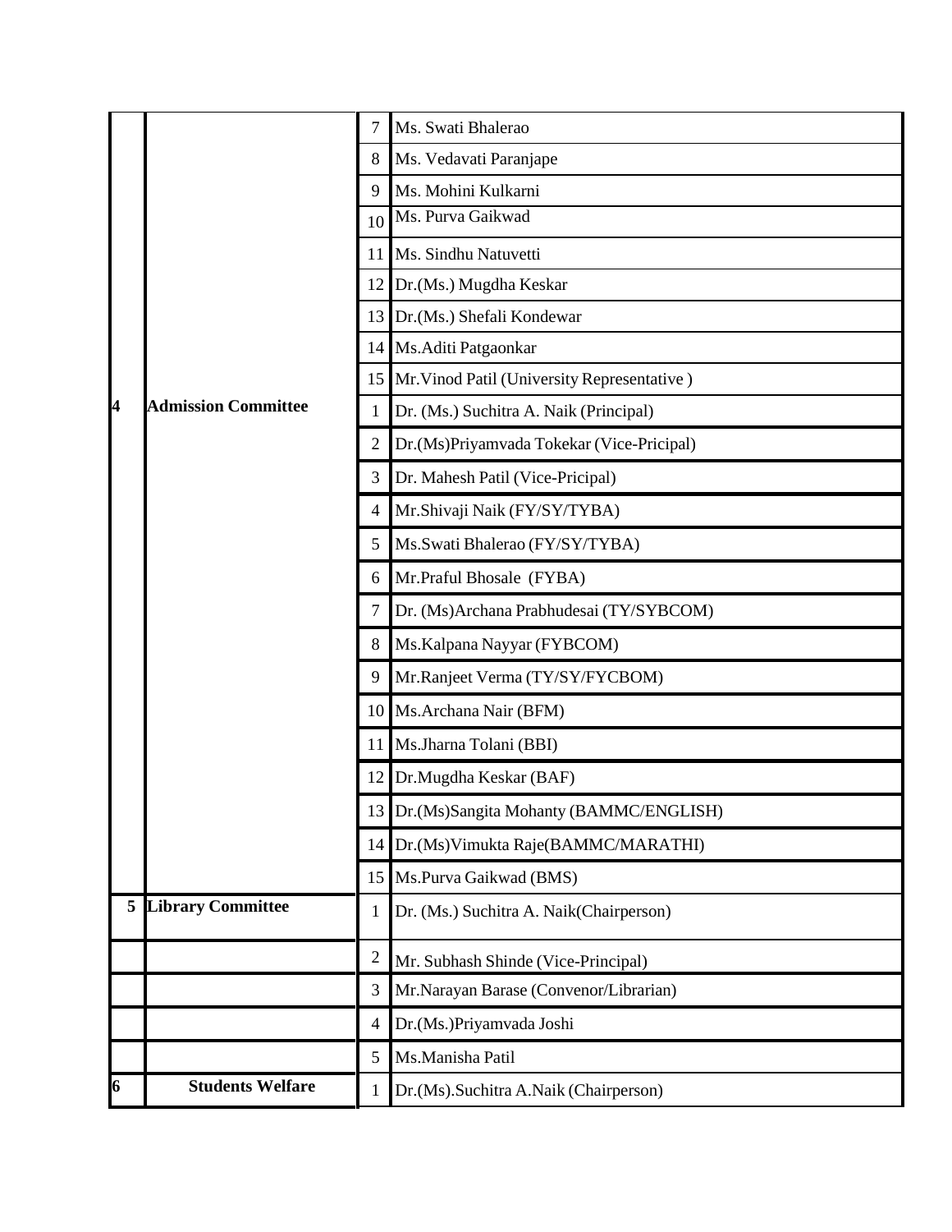| | | | |
|---|---|---|---|
| | | 7 | Ms. Swati Bhalerao |
| | | 8 | Ms. Vedavati Paranjape |
| | | 9 | Ms. Mohini Kulkarni |
| | | 10 | Ms. Purva Gaikwad |
| | | 11 | Ms. Sindhu Natuvetti |
| | | 12 | Dr.(Ms.) Mugdha Keskar |
| | | 13 | Dr.(Ms.) Shefali Kondewar |
| | | 14 | Ms.Aditi Patgaonkar |
| | | 15 | Mr.Vinod Patil (University Representative ) |
| **4** | **Admission Committee** | 1 | Dr. (Ms.) Suchitra A. Naik (Principal) |
| | | 2 | Dr.(Ms)Priyamvada Tokekar (Vice-Pricipal) |
| | | 3 | Dr. Mahesh Patil (Vice-Pricipal) |
| | | 4 | Mr.Shivaji Naik (FY/SY/TYBA) |
| | | 5 | Ms.Swati Bhalerao (FY/SY/TYBA) |
| | | 6 | Mr.Praful Bhosale (FYBA) |
| | | 7 | Dr. (Ms)Archana Prabhudesai (TY/SYBCOM) |
| | | 8 | Ms.Kalpana Nayyar (FYBCOM) |
| | | 9 | Mr.Ranjeet Verma (TY/SY/FYCBOM) |
| | | 10 | Ms.Archana Nair (BFM) |
| | | 11 | Ms.Jharna Tolani (BBI) |
| | | 12 | Dr.Mugdha Keskar (BAF) |
| | | 13 | Dr.(Ms)Sangita Mohanty (BAMMC/ENGLISH) |
| | | 14 | Dr.(Ms)Vimukta Raje(BAMMC/MARATHI) |
| | | 15 | Ms.Purva Gaikwad (BMS) |
| **5** | **Library Committee** | 1 | Dr. (Ms.) Suchitra A. Naik(Chairperson) |
| | | 2 | Mr. Subhash Shinde (Vice-Principal) |
| | | 3 | Mr.Narayan Barase (Convenor/Librarian) |
| | | 4 | Dr.(Ms.)Priyamvada Joshi |
| | | 5 | Ms.Manisha Patil |
| **6** | **Students Welfare** | 1 | Dr.(Ms).Suchitra A.Naik (Chairperson) |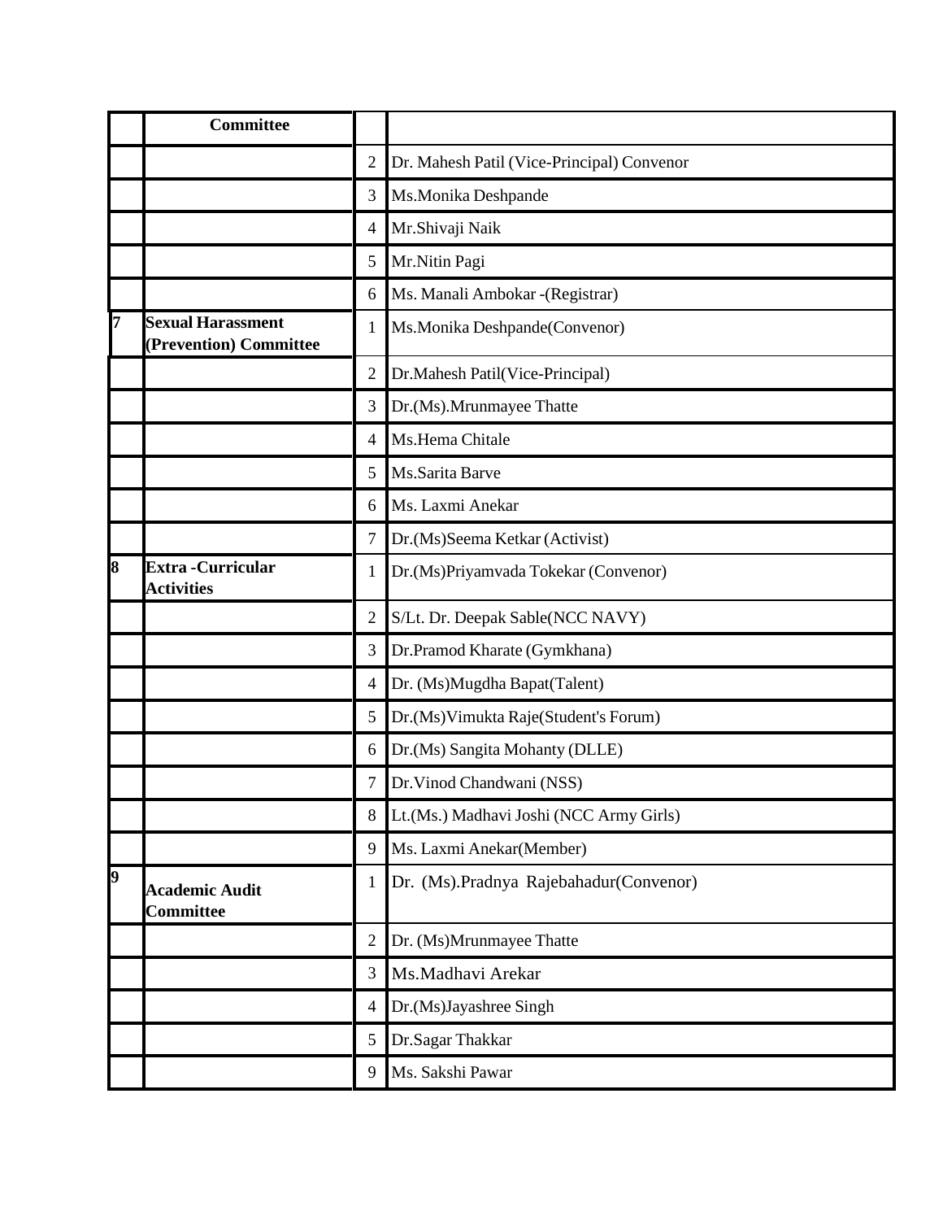| | | | |
|---|---|---|---|
| | **Committee** | | |
| | | 2 | Dr. Mahesh Patil (Vice-Principal) Convenor |
| | | 3 | Ms.Monika Deshpande |
| | | 4 | Mr.Shivaji Naik |
| | | 5 | Mr.Nitin Pagi |
| | | 6 | Ms. Manali Ambokar -(Registrar) |
| **7** | **Sexual Harassment (Prevention) Committee** | 1 | Ms.Monika Deshpande(Convenor) |
| | | 2 | Dr.Mahesh Patil(Vice-Principal) |
| | | 3 | Dr.(Ms).Mrunmayee Thatte |
| | | 4 | Ms.Hema Chitale |
| | | 5 | Ms.Sarita Barve |
| | | 6 | Ms. Laxmi Anekar |
| | | 7 | Dr.(Ms)Seema Ketkar (Activist) |
| **8** | **Extra -Curricular Activities** | 1 | Dr.(Ms)Priyamvada Tokekar (Convenor) |
| | | 2 | S/Lt. Dr. Deepak Sable(NCC NAVY) |
| | | 3 | Dr.Pramod Kharate (Gymkhana) |
| | | 4 | Dr. (Ms)Mugdha Bapat(Talent) |
| | | 5 | Dr.(Ms)Vimukta Raje(Student's Forum) |
| | | 6 | Dr.(Ms) Sangita Mohanty (DLLE) |
| | | 7 | Dr.Vinod Chandwani (NSS) |
| | | 8 | Lt.(Ms.) Madhavi Joshi (NCC Army Girls) |
| | | 9 | Ms. Laxmi Anekar(Member) |
| **9** | **Academic Audit Committee** | 1 | Dr. (Ms).Pradnya Rajebahadur(Convenor) |
| | | 2 | Dr. (Ms)Mrunmayee Thatte |
| | | 3 | Ms.Madhavi Arekar |
| | | 4 | Dr.(Ms)Jayashree Singh |
| | | 5 | Dr.Sagar Thakkar |
| | | 9 | Ms. Sakshi Pawar |